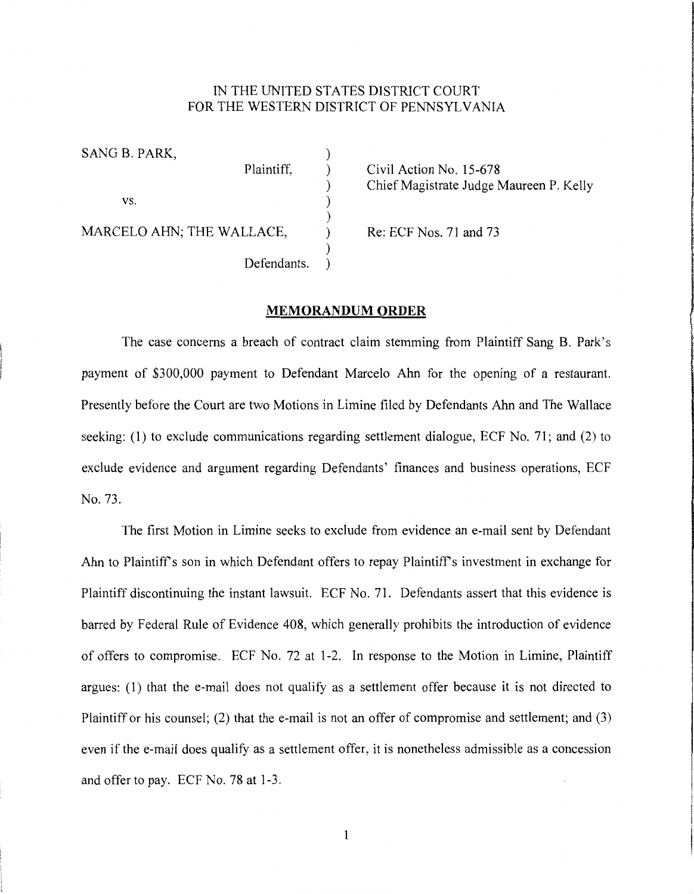IN THE UNITED STATES DISTRICT COURT
FOR THE WESTERN DISTRICT OF PENNSYLVANIA

| | | |
|---|---|---|
| SANG B. PARK, | ) | |
| Plaintiff, | ) | Civil Action No. 15-678 |
| | ) | Chief Magistrate Judge Maureen P. Kelly |
| vs. | ) | |
| | ) | |
| MARCELO AHN; THE WALLACE, | ) | Re: ECF Nos. 71 and 73 |
| | ) | |
| Defendants. | ) | |

## MEMORANDUM ORDER

The case concerns a breach of contract claim stemming from Plaintiff Sang B. Park's payment of $300,000 payment to Defendant Marcelo Ahn for the opening of a restaurant. Presently before the Court are two Motions in Limine filed by Defendants Ahn and The Wallace seeking: (1) to exclude communications regarding settlement dialogue, ECF No. 71; and (2) to exclude evidence and argument regarding Defendants' finances and business operations, ECF No. 73.

The first Motion in Limine seeks to exclude from evidence an e-mail sent by Defendant Ahn to Plaintiff's son in which Defendant offers to repay Plaintiff's investment in exchange for Plaintiff discontinuing the instant lawsuit. ECF No. 71. Defendants assert that this evidence is barred by Federal Rule of Evidence 408, which generally prohibits the introduction of evidence of offers to compromise. ECF No. 72 at 1-2. In response to the Motion in Limine, Plaintiff argues: (1) that the e-mail does not qualify as a settlement offer because it is not directed to Plaintiff or his counsel; (2) that the e-mail is not an offer of compromise and settlement; and (3) even if the e-mail does qualify as a settlement offer, it is nonetheless admissible as a concession and offer to pay. ECF No. 78 at 1-3.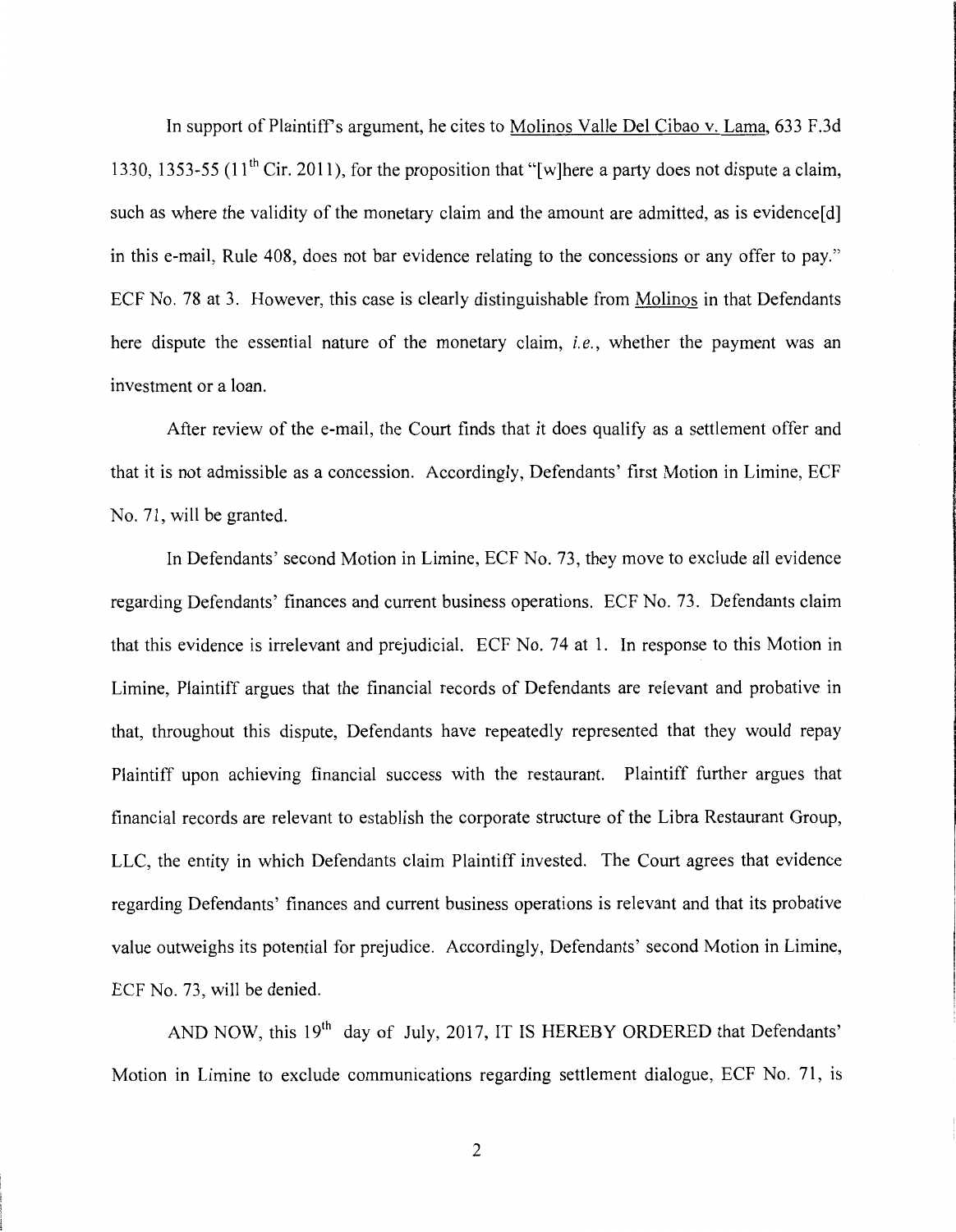In support of Plaintiff's argument, he cites to Molinos Valle Del Cibao v. Lama, 633 F.3d 1330, 1353-55 (11th Cir. 2011), for the proposition that "[w]here a party does not dispute a claim, such as where the validity of the monetary claim and the amount are admitted, as is evidence[d] in this e-mail, Rule 408, does not bar evidence relating to the concessions or any offer to pay." ECF No. 78 at 3. However, this case is clearly distinguishable from Molinos in that Defendants here dispute the essential nature of the monetary claim, *i.e.*, whether the payment was an investment or a loan.

After review of the e-mail, the Court finds that it does qualify as a settlement offer and that it is not admissible as a concession. Accordingly, Defendants' first Motion in Limine, ECF No. 71, will be granted.

In Defendants' second Motion in Limine, ECF No. 73, they move to exclude all evidence regarding Defendants' finances and current business operations. ECF No. 73. Defendants claim that this evidence is irrelevant and prejudicial. ECF No. 74 at 1. In response to this Motion in Limine, Plaintiff argues that the financial records of Defendants are relevant and probative in that, throughout this dispute, Defendants have repeatedly represented that they would repay Plaintiff upon achieving financial success with the restaurant. Plaintiff further argues that financial records are relevant to establish the corporate structure of the Libra Restaurant Group, LLC, the entity in which Defendants claim Plaintiff invested. The Court agrees that evidence regarding Defendants' finances and current business operations is relevant and that its probative value outweighs its potential for prejudice. Accordingly, Defendants' second Motion in Limine, ECF No. 73, will be denied.

AND NOW, this 19th day of July, 2017, IT IS HEREBY ORDERED that Defendants' Motion in Limine to exclude communications regarding settlement dialogue, ECF No. 71, is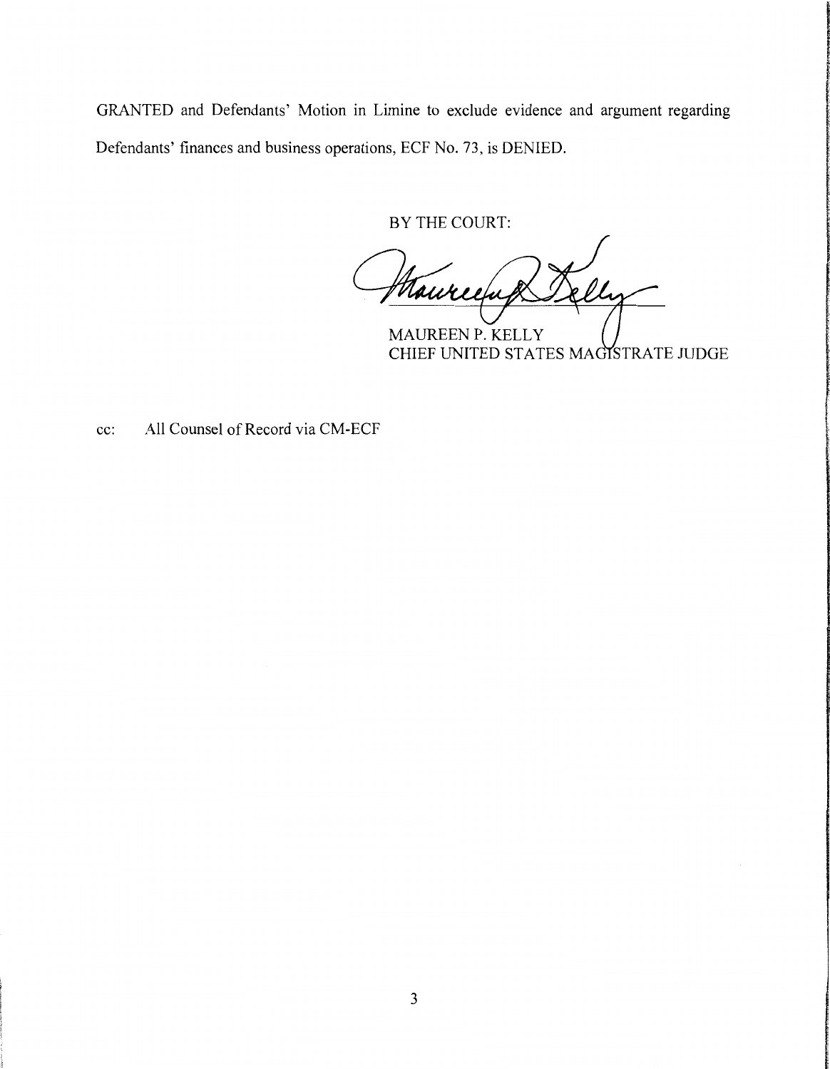GRANTED and Defendants' Motion in Limine to exclude evidence and argument regarding Defendants' finances and business operations, ECF No. 73, is DENIED.

BY THE COURT:

MAUREEN P. KELLY
CHIEF UNITED STATES MAGISTRATE JUDGE

cc: All Counsel of Record via CM-ECF